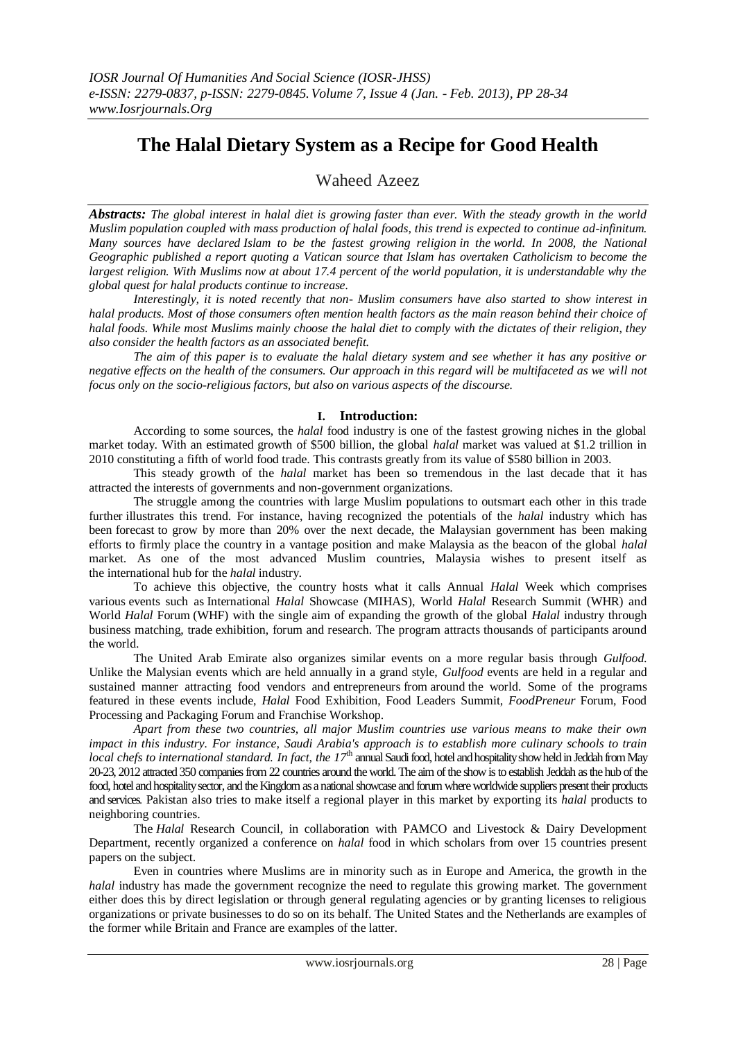# The Halal Dietary System as a Recipe for Good Health

Waheed Azeez

***Abstracts:*** *The global interest in halal diet is growing faster than ever. With the steady growth in the world Muslim population coupled with mass production of halal foods, this trend is expected to continue ad-infinitum. Many sources have declared Islam to be the fastest growing religion in the world. In 2008, the National Geographic published a report quoting a Vatican source that Islam has overtaken Catholicism to become the largest religion. With Muslims now at about 17.4 percent of the world population, it is understandable why the global quest for halal products continue to increase.*

*Interestingly, it is noted recently that non- Muslim consumers have also started to show interest in halal products. Most of those consumers often mention health factors as the main reason behind their choice of halal foods. While most Muslims mainly choose the halal diet to comply with the dictates of their religion, they also consider the health factors as an associated benefit.*

*The aim of this paper is to evaluate the halal dietary system and see whether it has any positive or negative effects on the health of the consumers. Our approach in this regard will be multifaceted as we will not focus only on the socio-religious factors, but also on various aspects of the discourse.*

## I. Introduction:

According to some sources, the *halal* food industry is one of the fastest growing niches in the global market today. With an estimated growth of $500 billion, the global *halal* market was valued at $1.2 trillion in 2010 constituting a fifth of world food trade. This contrasts greatly from its value of $580 billion in 2003.

This steady growth of the *halal* market has been so tremendous in the last decade that it has attracted the interests of governments and non-government organizations.

The struggle among the countries with large Muslim populations to outsmart each other in this trade further illustrates this trend. For instance, having recognized the potentials of the *halal* industry which has been forecast to grow by more than 20% over the next decade, the Malaysian government has been making efforts to firmly place the country in a vantage position and make Malaysia as the beacon of the global *halal* market. As one of the most advanced Muslim countries, Malaysia wishes to present itself as the international hub for the *halal* industry.

To achieve this objective, the country hosts what it calls Annual *Halal* Week which comprises various events such as International *Halal* Showcase (MIHAS), World *Halal* Research Summit (WHR) and World *Halal* Forum (WHF) with the single aim of expanding the growth of the global *Halal* industry through business matching, trade exhibition, forum and research. The program attracts thousands of participants around the world.

The United Arab Emirate also organizes similar events on a more regular basis through *Gulfood.* Unlike the Malysian events which are held annually in a grand style, *Gulfood* events are held in a regular and sustained manner attracting food vendors and entrepreneurs from around the world. Some of the programs featured in these events include, *Halal* Food Exhibition, Food Leaders Summit, *FoodPreneur* Forum, Food Processing and Packaging Forum and Franchise Workshop.

*Apart from these two countries, all major Muslim countries use various means to make their own impact in this industry. For instance, Saudi Arabia's approach is to establish more culinary schools to train local chefs to international standard. In fact, the 17th* annual Saudi food, hotel and hospitality show held in Jeddah from May 20-23, 2012 attracted 350 companies from 22 countries around the world. The aim of the show is to establish Jeddah as the hub of the food, hotel and hospitality sector, and the Kingdom as a national showcase and forum where worldwide suppliers present their products and services. Pakistan also tries to make itself a regional player in this market by exporting its *halal* products to neighboring countries.

The *Halal* Research Council, in collaboration with PAMCO and Livestock & Dairy Development Department, recently organized a conference on *halal* food in which scholars from over 15 countries present papers on the subject.

Even in countries where Muslims are in minority such as in Europe and America, the growth in the *halal* industry has made the government recognize the need to regulate this growing market. The government either does this by direct legislation or through general regulating agencies or by granting licenses to religious organizations or private businesses to do so on its behalf. The United States and the Netherlands are examples of the former while Britain and France are examples of the latter.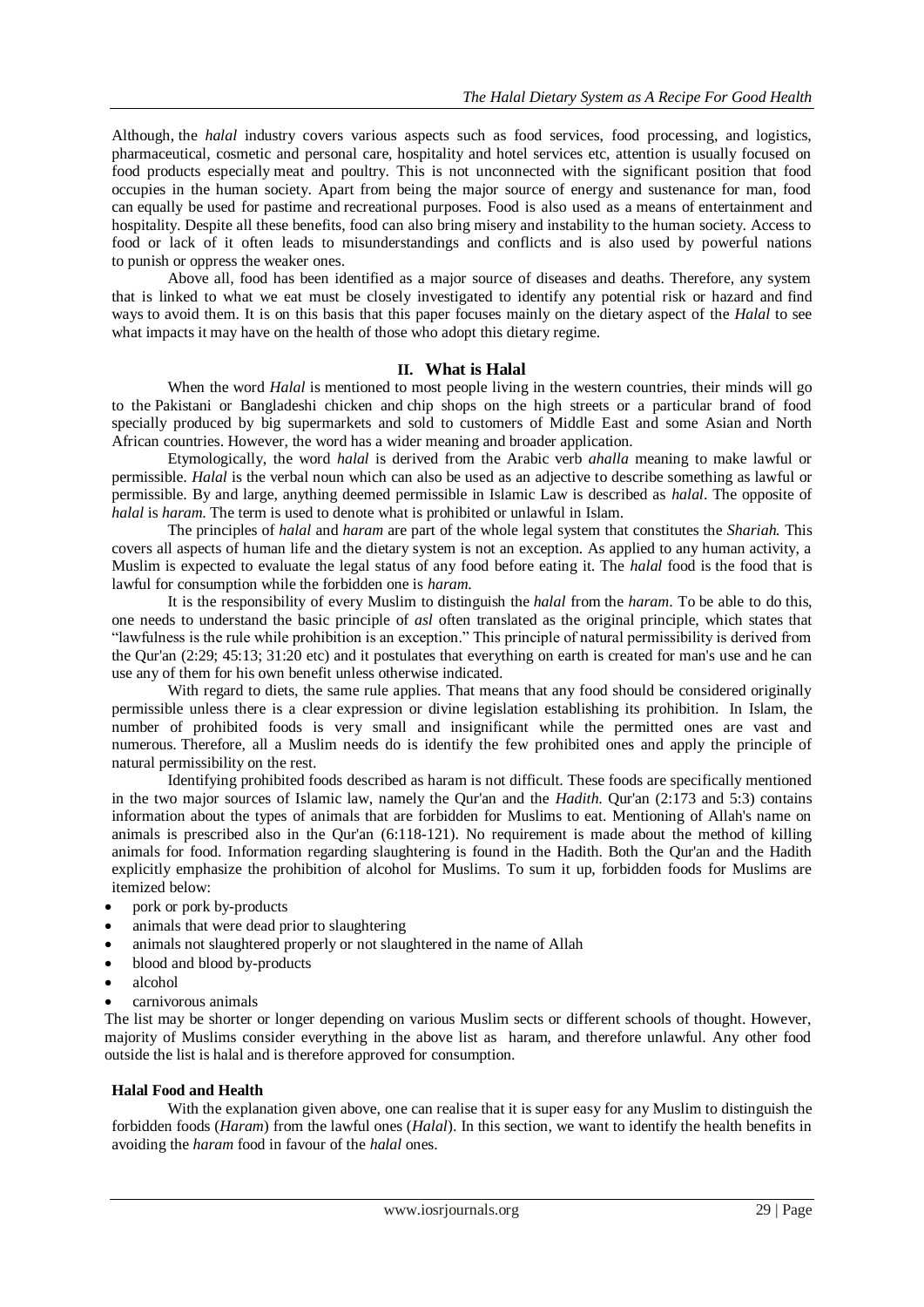Although, the *halal* industry covers various aspects such as food services, food processing, and logistics, pharmaceutical, cosmetic and personal care, hospitality and hotel services etc, attention is usually focused on food products especially meat and poultry. This is not unconnected with the significant position that food occupies in the human society. Apart from being the major source of energy and sustenance for man, food can equally be used for pastime and recreational purposes. Food is also used as a means of entertainment and hospitality. Despite all these benefits, food can also bring misery and instability to the human society. Access to food or lack of it often leads to misunderstandings and conflicts and is also used by powerful nations to punish or oppress the weaker ones.

Above all, food has been identified as a major source of diseases and deaths. Therefore, any system that is linked to what we eat must be closely investigated to identify any potential risk or hazard and find ways to avoid them. It is on this basis that this paper focuses mainly on the dietary aspect of the *Halal* to see what impacts it may have on the health of those who adopt this dietary regime.

## II. What is Halal

When the word *Halal* is mentioned to most people living in the western countries, their minds will go to the Pakistani or Bangladeshi chicken and chip shops on the high streets or a particular brand of food specially produced by big supermarkets and sold to customers of Middle East and some Asian and North African countries. However, the word has a wider meaning and broader application.

Etymologically, the word *halal* is derived from the Arabic verb *ahalla* meaning to make lawful or permissible. *Halal* is the verbal noun which can also be used as an adjective to describe something as lawful or permissible. By and large, anything deemed permissible in Islamic Law is described as *halal*. The opposite of *halal* is *haram*. The term is used to denote what is prohibited or unlawful in Islam.

The principles of *halal* and *haram* are part of the whole legal system that constitutes the *Shariah.* This covers all aspects of human life and the dietary system is not an exception. As applied to any human activity, a Muslim is expected to evaluate the legal status of any food before eating it. The *halal* food is the food that is lawful for consumption while the forbidden one is *haram.*

It is the responsibility of every Muslim to distinguish the *halal* from the *haram*. To be able to do this, one needs to understand the basic principle of *asl* often translated as the original principle, which states that "lawfulness is the rule while prohibition is an exception." This principle of natural permissibility is derived from the Qur'an (2:29; 45:13; 31:20 etc) and it postulates that everything on earth is created for man's use and he can use any of them for his own benefit unless otherwise indicated.

With regard to diets, the same rule applies. That means that any food should be considered originally permissible unless there is a clear expression or divine legislation establishing its prohibition. In Islam, the number of prohibited foods is very small and insignificant while the permitted ones are vast and numerous. Therefore, all a Muslim needs do is identify the few prohibited ones and apply the principle of natural permissibility on the rest.

Identifying prohibited foods described as haram is not difficult. These foods are specifically mentioned in the two major sources of Islamic law, namely the Qur'an and the *Hadith.* Qur'an (2:173 and 5:3) contains information about the types of animals that are forbidden for Muslims to eat. Mentioning of Allah's name on animals is prescribed also in the Qur'an (6:118-121). No requirement is made about the method of killing animals for food. Information regarding slaughtering is found in the Hadith. Both the Qur'an and the Hadith explicitly emphasize the prohibition of alcohol for Muslims. To sum it up, forbidden foods for Muslims are itemized below:

- pork or pork by-products
- animals that were dead prior to slaughtering
- animals not slaughtered properly or not slaughtered in the name of Allah
- blood and blood by-products
- alcohol
- carnivorous animals

The list may be shorter or longer depending on various Muslim sects or different schools of thought. However, majority of Muslims consider everything in the above list as haram, and therefore unlawful. Any other food outside the list is halal and is therefore approved for consumption.

### Halal Food and Health

With the explanation given above, one can realise that it is super easy for any Muslim to distinguish the forbidden foods (*Haram*) from the lawful ones (*Halal*). In this section, we want to identify the health benefits in avoiding the *haram* food in favour of the *halal* ones.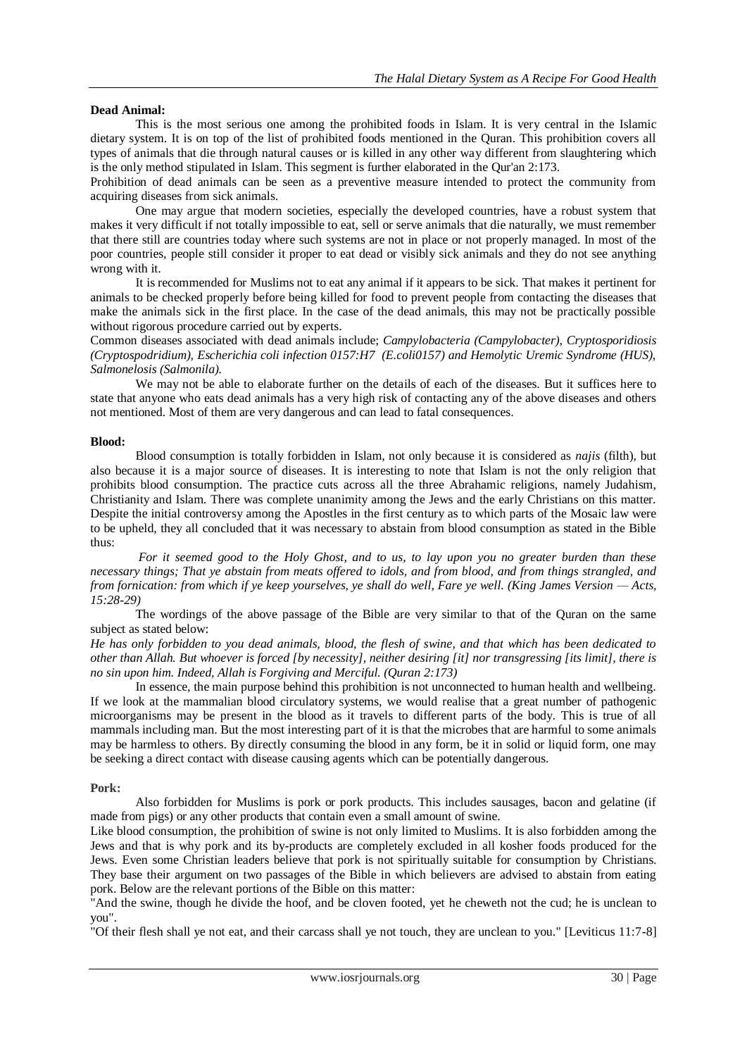**Dead Animal:**

This is the most serious one among the prohibited foods in Islam. It is very central in the Islamic dietary system. It is on top of the list of prohibited foods mentioned in the Quran. This prohibition covers all types of animals that die through natural causes or is killed in any other way different from slaughtering which is the only method stipulated in Islam. This segment is further elaborated in the Qur'an 2:173.

Prohibition of dead animals can be seen as a preventive measure intended to protect the community from acquiring diseases from sick animals.

One may argue that modern societies, especially the developed countries, have a robust system that makes it very difficult if not totally impossible to eat, sell or serve animals that die naturally, we must remember that there still are countries today where such systems are not in place or not properly managed. In most of the poor countries, people still consider it proper to eat dead or visibly sick animals and they do not see anything wrong with it.

It is recommended for Muslims not to eat any animal if it appears to be sick. That makes it pertinent for animals to be checked properly before being killed for food to prevent people from contacting the diseases that make the animals sick in the first place. In the case of the dead animals, this may not be practically possible without rigorous procedure carried out by experts.

Common diseases associated with dead animals include; *Campylobacteria (Campylobacter), Cryptosporidiosis (Cryptospodridium), Escherichia coli infection 0157:H7 (E.coli0157) and Hemolytic Uremic Syndrome (HUS), Salmonelosis (Salmonila).*

We may not be able to elaborate further on the details of each of the diseases. But it suffices here to state that anyone who eats dead animals has a very high risk of contacting any of the above diseases and others not mentioned. Most of them are very dangerous and can lead to fatal consequences.

**Blood:**

Blood consumption is totally forbidden in Islam, not only because it is considered as *najis* (filth), but also because it is a major source of diseases. It is interesting to note that Islam is not the only religion that prohibits blood consumption. The practice cuts across all the three Abrahamic religions, namely Judahism, Christianity and Islam. There was complete unanimity among the Jews and the early Christians on this matter. Despite the initial controversy among the Apostles in the first century as to which parts of the Mosaic law were to be upheld, they all concluded that it was necessary to abstain from blood consumption as stated in the Bible thus:

*For it seemed good to the Holy Ghost, and to us, to lay upon you no greater burden than these necessary things; That ye abstain from meats offered to idols, and from blood, and from things strangled, and from fornication: from which if ye keep yourselves, ye shall do well, Fare ye well. (King James Version — Acts, 15:28-29)*

The wordings of the above passage of the Bible are very similar to that of the Quran on the same subject as stated below:

*He has only forbidden to you dead animals, blood, the flesh of swine, and that which has been dedicated to other than Allah. But whoever is forced [by necessity], neither desiring [it] nor transgressing [its limit], there is no sin upon him. Indeed, Allah is Forgiving and Merciful. (Quran 2:173)*

In essence, the main purpose behind this prohibition is not unconnected to human health and wellbeing. If we look at the mammalian blood circulatory systems, we would realise that a great number of pathogenic microorganisms may be present in the blood as it travels to different parts of the body. This is true of all mammals including man. But the most interesting part of it is that the microbes that are harmful to some animals may be harmless to others. By directly consuming the blood in any form, be it in solid or liquid form, one may be seeking a direct contact with disease causing agents which can be potentially dangerous.

**Pork:**

Also forbidden for Muslims is pork or pork products. This includes sausages, bacon and gelatine (if made from pigs) or any other products that contain even a small amount of swine.

Like blood consumption, the prohibition of swine is not only limited to Muslims. It is also forbidden among the Jews and that is why pork and its by-products are completely excluded in all kosher foods produced for the Jews. Even some Christian leaders believe that pork is not spiritually suitable for consumption by Christians. They base their argument on two passages of the Bible in which believers are advised to abstain from eating pork. Below are the relevant portions of the Bible on this matter:

"And the swine, though he divide the hoof, and be cloven footed, yet he cheweth not the cud; he is unclean to you".

"Of their flesh shall ye not eat, and their carcass shall ye not touch, they are unclean to you." [Leviticus 11:7-8]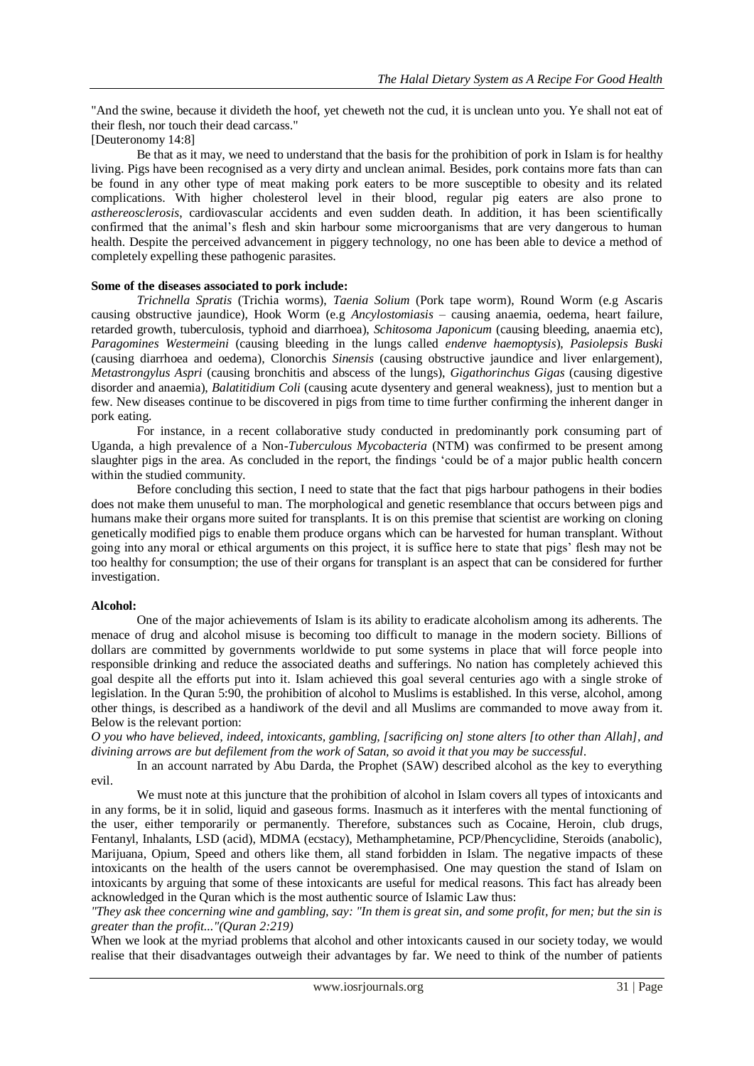"And the swine, because it divideth the hoof, yet cheweth not the cud, it is unclean unto you. Ye shall not eat of their flesh, nor touch their dead carcass."

[Deuteronomy 14:8]

Be that as it may, we need to understand that the basis for the prohibition of pork in Islam is for healthy living. Pigs have been recognised as a very dirty and unclean animal. Besides, pork contains more fats than can be found in any other type of meat making pork eaters to be more susceptible to obesity and its related complications. With higher cholesterol level in their blood, regular pig eaters are also prone to *asthereosclerosis*, cardiovascular accidents and even sudden death. In addition, it has been scientifically confirmed that the animal's flesh and skin harbour some microorganisms that are very dangerous to human health. Despite the perceived advancement in piggery technology, no one has been able to device a method of completely expelling these pathogenic parasites.

**Some of the diseases associated to pork include:**

*Trichnella Spratis* (Trichia worms), *Taenia Solium* (Pork tape worm), Round Worm (e.g Ascaris causing obstructive jaundice), Hook Worm (e.g *Ancylostomiastis* – causing anaemia, oedema, heart failure, retarded growth, tuberculosis, typhoid and diarrhoea), *Schitosoma Japonicum* (causing bleeding, anaemia etc), *Paragomines Westermeini* (causing bleeding in the lungs called *endenve haemoptysis*), *Pasiolepsis Buski* (causing diarrhoea and oedema), Clonorchis *Sinensis* (causing obstructive jaundice and liver enlargement), *Metastrongylus Aspri* (causing bronchitis and abscess of the lungs), *Gigathorinchus Gigas* (causing digestive disorder and anaemia), *Balatitidium Coli* (causing acute dysentery and general weakness), just to mention but a few. New diseases continue to be discovered in pigs from time to time further confirming the inherent danger in pork eating.

For instance, in a recent collaborative study conducted in predominantly pork consuming part of Uganda, a high prevalence of a Non-*Tuberculous Mycobacteria* (NTM) was confirmed to be present among slaughter pigs in the area. As concluded in the report, the findings 'could be of a major public health concern within the studied community.

Before concluding this section, I need to state that the fact that pigs harbour pathogens in their bodies does not make them unuseful to man. The morphological and genetic resemblance that occurs between pigs and humans make their organs more suited for transplants. It is on this premise that scientist are working on cloning genetically modified pigs to enable them produce organs which can be harvested for human transplant. Without going into any moral or ethical arguments on this project, it is suffice here to state that pigs' flesh may not be too healthy for consumption; the use of their organs for transplant is an aspect that can be considered for further investigation.

**Alcohol:**

One of the major achievements of Islam is its ability to eradicate alcoholism among its adherents. The menace of drug and alcohol misuse is becoming too difficult to manage in the modern society. Billions of dollars are committed by governments worldwide to put some systems in place that will force people into responsible drinking and reduce the associated deaths and sufferings. No nation has completely achieved this goal despite all the efforts put into it. Islam achieved this goal several centuries ago with a single stroke of legislation. In the Quran 5:90, the prohibition of alcohol to Muslims is established. In this verse, alcohol, among other things, is described as a handiwork of the devil and all Muslims are commanded to move away from it. Below is the relevant portion:

*O you who have believed, indeed, intoxicants, gambling, [sacrificing on] stone alters [to other than Allah], and divining arrows are but defilement from the work of Satan, so avoid it that you may be successful*.

In an account narrated by Abu Darda, the Prophet (SAW) described alcohol as the key to everything evil.

We must note at this juncture that the prohibition of alcohol in Islam covers all types of intoxicants and in any forms, be it in solid, liquid and gaseous forms. Inasmuch as it interferes with the mental functioning of the user, either temporarily or permanently. Therefore, substances such as Cocaine, Heroin, club drugs, Fentanyl, Inhalants, LSD (acid), MDMA (ecstacy), Methamphetamine, PCP/Phencyclidine, Steroids (anabolic), Marijuana, Opium, Speed and others like them, all stand forbidden in Islam. The negative impacts of these intoxicants on the health of the users cannot be overemphasised. One may question the stand of Islam on intoxicants by arguing that some of these intoxicants are useful for medical reasons. This fact has already been acknowledged in the Quran which is the most authentic source of Islamic Law thus:

*"They ask thee concerning wine and gambling, say: "In them is great sin, and some profit, for men; but the sin is greater than the profit..."(Quran 2:219)*

When we look at the myriad problems that alcohol and other intoxicants caused in our society today, we would realise that their disadvantages outweigh their advantages by far. We need to think of the number of patients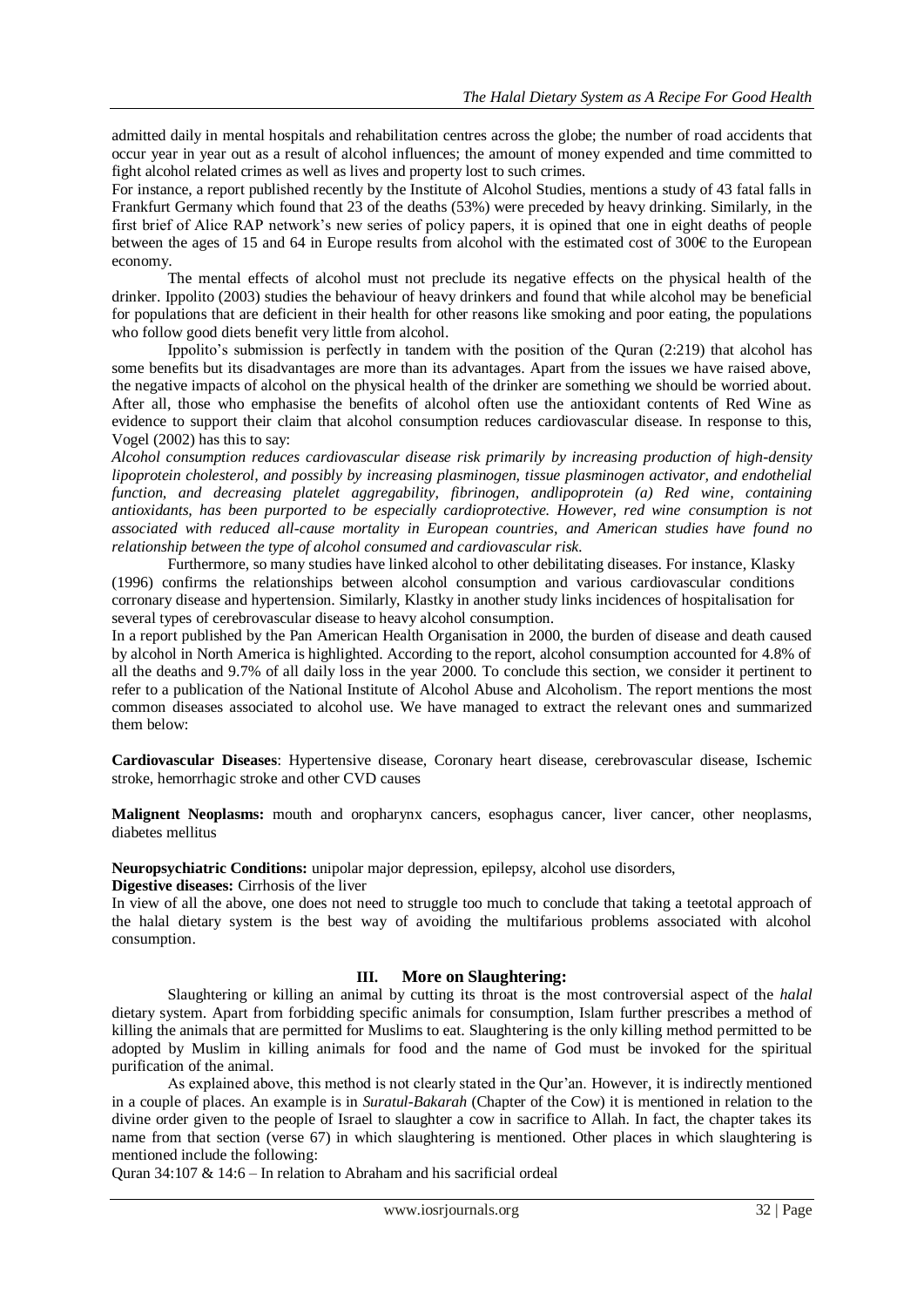admitted daily in mental hospitals and rehabilitation centres across the globe; the number of road accidents that occur year in year out as a result of alcohol influences; the amount of money expended and time committed to fight alcohol related crimes as well as lives and property lost to such crimes.

For instance, a report published recently by the Institute of Alcohol Studies, mentions a study of 43 fatal falls in Frankfurt Germany which found that 23 of the deaths (53%) were preceded by heavy drinking. Similarly, in the first brief of Alice RAP network's new series of policy papers, it is opined that one in eight deaths of people between the ages of 15 and 64 in Europe results from alcohol with the estimated cost of 300€ to the European economy.

The mental effects of alcohol must not preclude its negative effects on the physical health of the drinker. Ippolito (2003) studies the behaviour of heavy drinkers and found that while alcohol may be beneficial for populations that are deficient in their health for other reasons like smoking and poor eating, the populations who follow good diets benefit very little from alcohol.

Ippolito's submission is perfectly in tandem with the position of the Quran (2:219) that alcohol has some benefits but its disadvantages are more than its advantages. Apart from the issues we have raised above, the negative impacts of alcohol on the physical health of the drinker are something we should be worried about. After all, those who emphasise the benefits of alcohol often use the antioxidant contents of Red Wine as evidence to support their claim that alcohol consumption reduces cardiovascular disease. In response to this, Vogel (2002) has this to say:

*Alcohol consumption reduces cardiovascular disease risk primarily by increasing production of high-density lipoprotein cholesterol, and possibly by increasing plasminogen, tissue plasminogen activator, and endothelial function, and decreasing platelet aggregability, fibrinogen, andlipoprotein (a) Red wine, containing antioxidants, has been purported to be especially cardioprotective. However, red wine consumption is not associated with reduced all-cause mortality in European countries, and American studies have found no relationship between the type of alcohol consumed and cardiovascular risk.*

Furthermore, so many studies have linked alcohol to other debilitating diseases. For instance, Klasky (1996) confirms the relationships between alcohol consumption and various cardiovascular conditions corronary disease and hypertension. Similarly, Klastky in another study links incidences of hospitalisation for several types of cerebrovascular disease to heavy alcohol consumption.

In a report published by the Pan American Health Organisation in 2000, the burden of disease and death caused by alcohol in North America is highlighted. According to the report, alcohol consumption accounted for 4.8% of all the deaths and 9.7% of all daily loss in the year 2000. To conclude this section, we consider it pertinent to refer to a publication of the National Institute of Alcohol Abuse and Alcoholism. The report mentions the most common diseases associated to alcohol use. We have managed to extract the relevant ones and summarized them below:

**Cardiovascular Diseases**: Hypertensive disease, Coronary heart disease, cerebrovascular disease, Ischemic stroke, hemorrhagic stroke and other CVD causes

**Malignent Neoplasms:** mouth and oropharynx cancers, esophagus cancer, liver cancer, other neoplasms, diabetes mellitus

**Neuropsychiatric Conditions:** unipolar major depression, epilepsy, alcohol use disorders,

**Digestive diseases:** Cirrhosis of the liver

In view of all the above, one does not need to struggle too much to conclude that taking a teetotal approach of the halal dietary system is the best way of avoiding the multifarious problems associated with alcohol consumption.

## III. More on Slaughtering:

Slaughtering or killing an animal by cutting its throat is the most controversial aspect of the *halal* dietary system. Apart from forbidding specific animals for consumption, Islam further prescribes a method of killing the animals that are permitted for Muslims to eat. Slaughtering is the only killing method permitted to be adopted by Muslim in killing animals for food and the name of God must be invoked for the spiritual purification of the animal.

As explained above, this method is not clearly stated in the Qur'an. However, it is indirectly mentioned in a couple of places. An example is in *Suratul-Bakarah* (Chapter of the Cow) it is mentioned in relation to the divine order given to the people of Israel to slaughter a cow in sacrifice to Allah. In fact, the chapter takes its name from that section (verse 67) in which slaughtering is mentioned. Other places in which slaughtering is mentioned include the following:

Quran 34:107 & 14:6 – In relation to Abraham and his sacrificial ordeal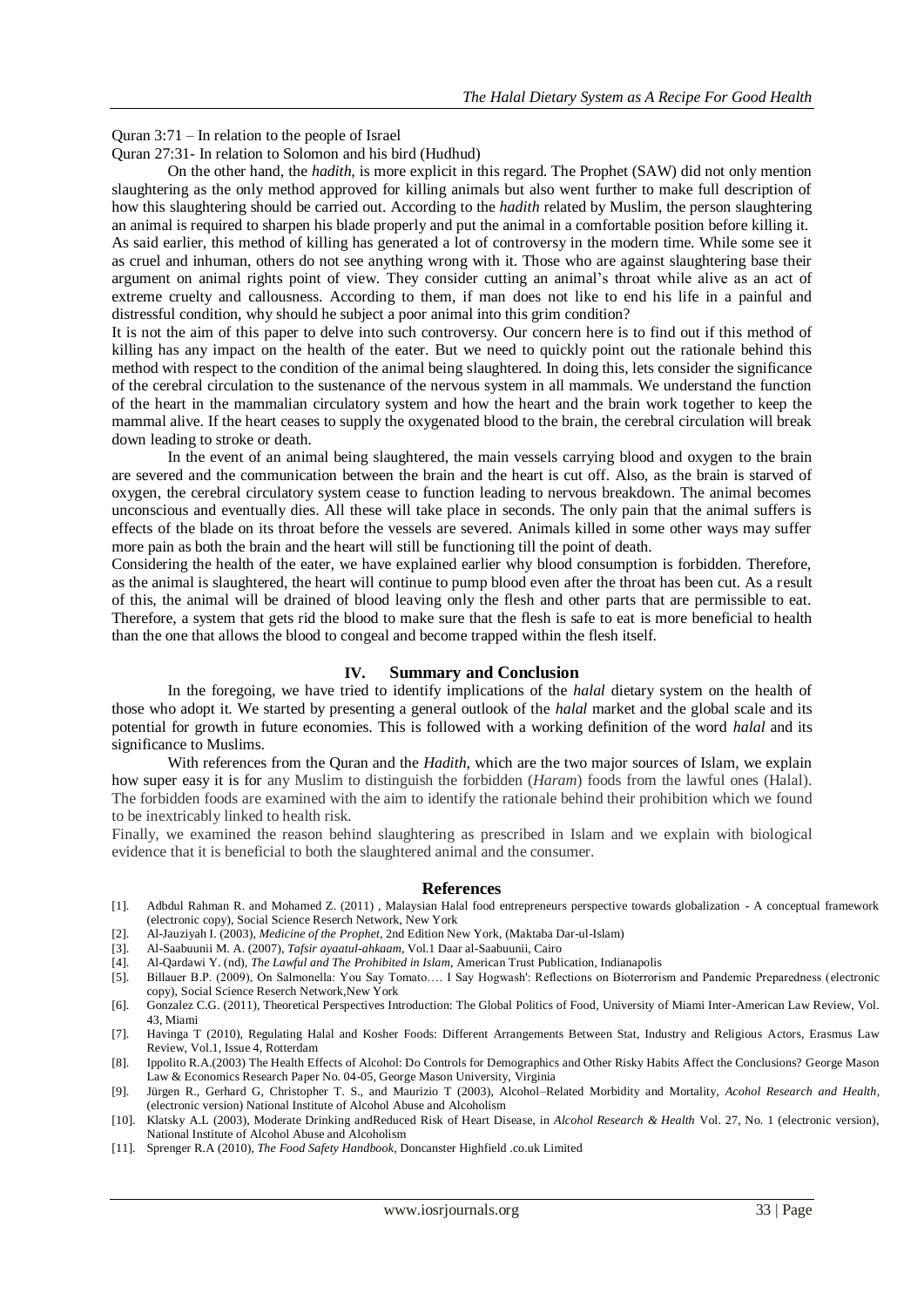Quran 3:71 – In relation to the people of Israel

Quran 27:31- In relation to Solomon and his bird (Hudhud)

On the other hand, the *hadith,* is more explicit in this regard. The Prophet (SAW) did not only mention slaughtering as the only method approved for killing animals but also went further to make full description of how this slaughtering should be carried out. According to the *hadith* related by Muslim, the person slaughtering an animal is required to sharpen his blade properly and put the animal in a comfortable position before killing it. As said earlier, this method of killing has generated a lot of controversy in the modern time. While some see it as cruel and inhuman, others do not see anything wrong with it. Those who are against slaughtering base their argument on animal rights point of view. They consider cutting an animal's throat while alive as an act of extreme cruelty and callousness. According to them, if man does not like to end his life in a painful and distressful condition, why should he subject a poor animal into this grim condition?

It is not the aim of this paper to delve into such controversy. Our concern here is to find out if this method of killing has any impact on the health of the eater. But we need to quickly point out the rationale behind this method with respect to the condition of the animal being slaughtered. In doing this, lets consider the significance of the cerebral circulation to the sustenance of the nervous system in all mammals. We understand the function of the heart in the mammalian circulatory system and how the heart and the brain work together to keep the mammal alive. If the heart ceases to supply the oxygenated blood to the brain, the cerebral circulation will break down leading to stroke or death.

In the event of an animal being slaughtered, the main vessels carrying blood and oxygen to the brain are severed and the communication between the brain and the heart is cut off. Also, as the brain is starved of oxygen, the cerebral circulatory system cease to function leading to nervous breakdown. The animal becomes unconscious and eventually dies. All these will take place in seconds. The only pain that the animal suffers is effects of the blade on its throat before the vessels are severed. Animals killed in some other ways may suffer more pain as both the brain and the heart will still be functioning till the point of death.

Considering the health of the eater, we have explained earlier why blood consumption is forbidden. Therefore, as the animal is slaughtered, the heart will continue to pump blood even after the throat has been cut. As a result of this, the animal will be drained of blood leaving only the flesh and other parts that are permissible to eat. Therefore, a system that gets rid the blood to make sure that the flesh is safe to eat is more beneficial to health than the one that allows the blood to congeal and become trapped within the flesh itself.

## IV. Summary and Conclusion

In the foregoing, we have tried to identify implications of the *halal* dietary system on the health of those who adopt it. We started by presenting a general outlook of the *halal* market and the global scale and its potential for growth in future economies. This is followed with a working definition of the word *halal* and its significance to Muslims.

With references from the Quran and the *Hadith*, which are the two major sources of Islam, we explain how super easy it is for any Muslim to distinguish the forbidden (*Haram*) foods from the lawful ones (Halal). The forbidden foods are examined with the aim to identify the rationale behind their prohibition which we found to be inextricably linked to health risk.

Finally, we examined the reason behind slaughtering as prescribed in Islam and we explain with biological evidence that it is beneficial to both the slaughtered animal and the consumer.

## References

[1]. Adbdul Rahman R. and Mohamed Z. (2011) , Malaysian Halal food entrepreneurs perspective towards globalization - A conceptual framework (electronic copy), Social Science Reserch Network, New York

[2]. Al-Jauziyah I. (2003), *Medicine of the Prophet*, 2nd Edition New York, (Maktaba Dar-ul-Islam)

[3]. Al-Saabuunii M. A. (2007), *Tafsir ayaatul-ahkaam*, Vol.1 Daar al-Saabuunii, Cairo

[4]. Al-Qardawi Y. (nd), *The Lawful and The Prohibited in Islam*, American Trust Publication, Indianapolis

[5]. Billauer B.P. (2009), On Salmonella: You Say Tomato…. I Say Hogwash': Reflections on Bioterrorism and Pandemic Preparedness (electronic copy), Social Science Reserch Network,New York

[6]. Gonzalez C.G. (2011), Theoretical Perspectives Introduction: The Global Politics of Food, University of Miami Inter-American Law Review, Vol. 43, Miami

[7]. Havinga T (2010), Regulating Halal and Kosher Foods: Different Arrangements Between Stat, Industry and Religious Actors, Erasmus Law Review, Vol.1, Issue 4, Rotterdam

[8]. Ippolito R.A.(2003) The Health Effects of Alcohol: Do Controls for Demographics and Other Risky Habits Affect the Conclusions? George Mason Law & Economics Research Paper No. 04-05, George Mason University, Virginia

[9]. Jürgen R., Gerhard G, Christopher T. S., and Maurizio T (2003), Alcohol–Related Morbidity and Mortality, *Acohol Research and Health*, (electronic version) National Institute of Alcohol Abuse and Alcoholism

[10]. Klatsky A.L (2003), Moderate Drinking andReduced Risk of Heart Disease, in *Alcohol Research & Health* Vol. 27, No. 1 (electronic version), National Institute of Alcohol Abuse and Alcoholism

[11]. Sprenger R.A (2010), *The Food Safety Handbook*, Doncanster Highfield .co.uk Limited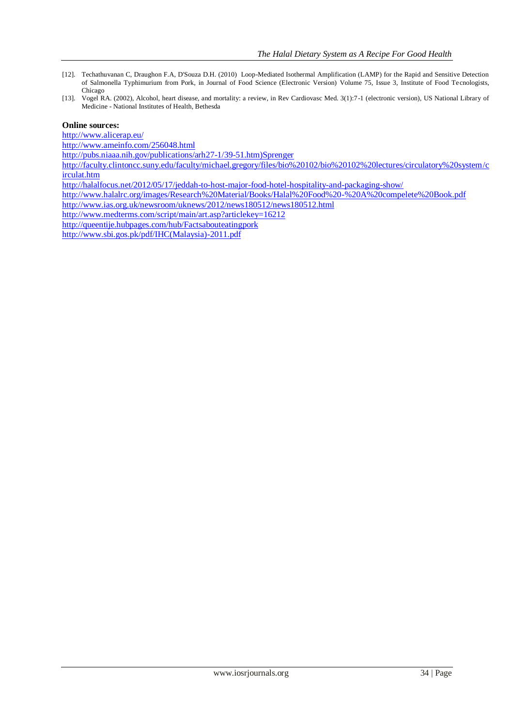[12]. Techathuvanan C, Draughon F.A, D'Souza D.H. (2010) Loop-Mediated Isothermal Amplification (LAMP) for the Rapid and Sensitive Detection of Salmonella Typhimurium from Pork, in Journal of Food Science (Electronic Version) Volume 75, Issue 3, Institute of Food Tecnologists, Chicago

[13]. Vogel RA. (2002), Alcohol, heart disease, and mortality: a review, in Rev Cardiovasc Med. 3(1):7-1 (electronic version), US National Library of Medicine - National Institutes of Health, Bethesda

**Online sources:**

http://www.alicerap.eu/
http://www.ameinfo.com/256048.html
http://pubs.niaaa.nih.gov/publications/arh27-1/39-51.htm)Sprenger
http://faculty.clintoncc.suny.edu/faculty/michael.gregory/files/bio%20102/bio%20102%20lectures/circulatory%20system/circulat.htm
http://halalfocus.net/2012/05/17/jeddah-to-host-major-food-hotel-hospitality-and-packaging-show/
http://www.halalrc.org/images/Research%20Material/Books/Halal%20Food%20-%20A%20compelete%20Book.pdf
http://www.ias.org.uk/newsroom/uknews/2012/news180512/news180512.html
http://www.medterms.com/script/main/art.asp?articlekey=16212
http://queentije.hubpages.com/hub/Factsabouteatingpork
http://www.sbi.gos.pk/pdf/IHC(Malaysia)-2011.pdf